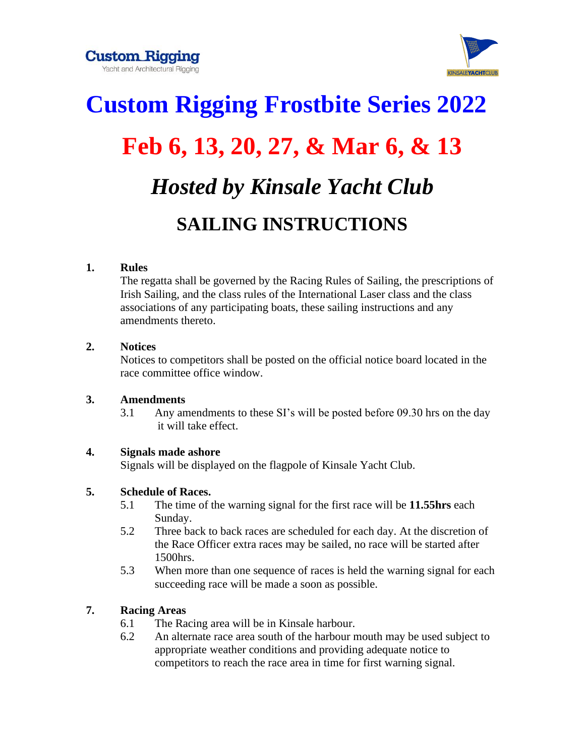Custom Rigging
Yacht and Architectural Rigging

KINSALEYACHTCLUB

# Custom Rigging Frostbite Series 2022

# Feb 6, 13, 20, 27, & Mar 6, & 13

# *Hosted by Kinsale Yacht Club*

## SAILING INSTRUCTIONS

**1. Rules**

The regatta shall be governed by the Racing Rules of Sailing, the prescriptions of Irish Sailing, and the class rules of the International Laser class and the class associations of any participating boats, these sailing instructions and any amendments thereto.

**2. Notices**

Notices to competitors shall be posted on the official notice board located in the race committee office window.

**3. Amendments**

3.1 Any amendments to these SI's will be posted before 09.30 hrs on the day it will take effect.

**4. Signals made ashore**

Signals will be displayed on the flagpole of Kinsale Yacht Club.

**5. Schedule of Races.**

5.1 The time of the warning signal for the first race will be **11.55hrs** each Sunday.

5.2 Three back to back races are scheduled for each day. At the discretion of the Race Officer extra races may be sailed, no race will be started after 1500hrs.

5.3 When more than one sequence of races is held the warning signal for each succeeding race will be made a soon as possible.

**7. Racing Areas**

6.1 The Racing area will be in Kinsale harbour.

6.2 An alternate race area south of the harbour mouth may be used subject to appropriate weather conditions and providing adequate notice to competitors to reach the race area in time for first warning signal.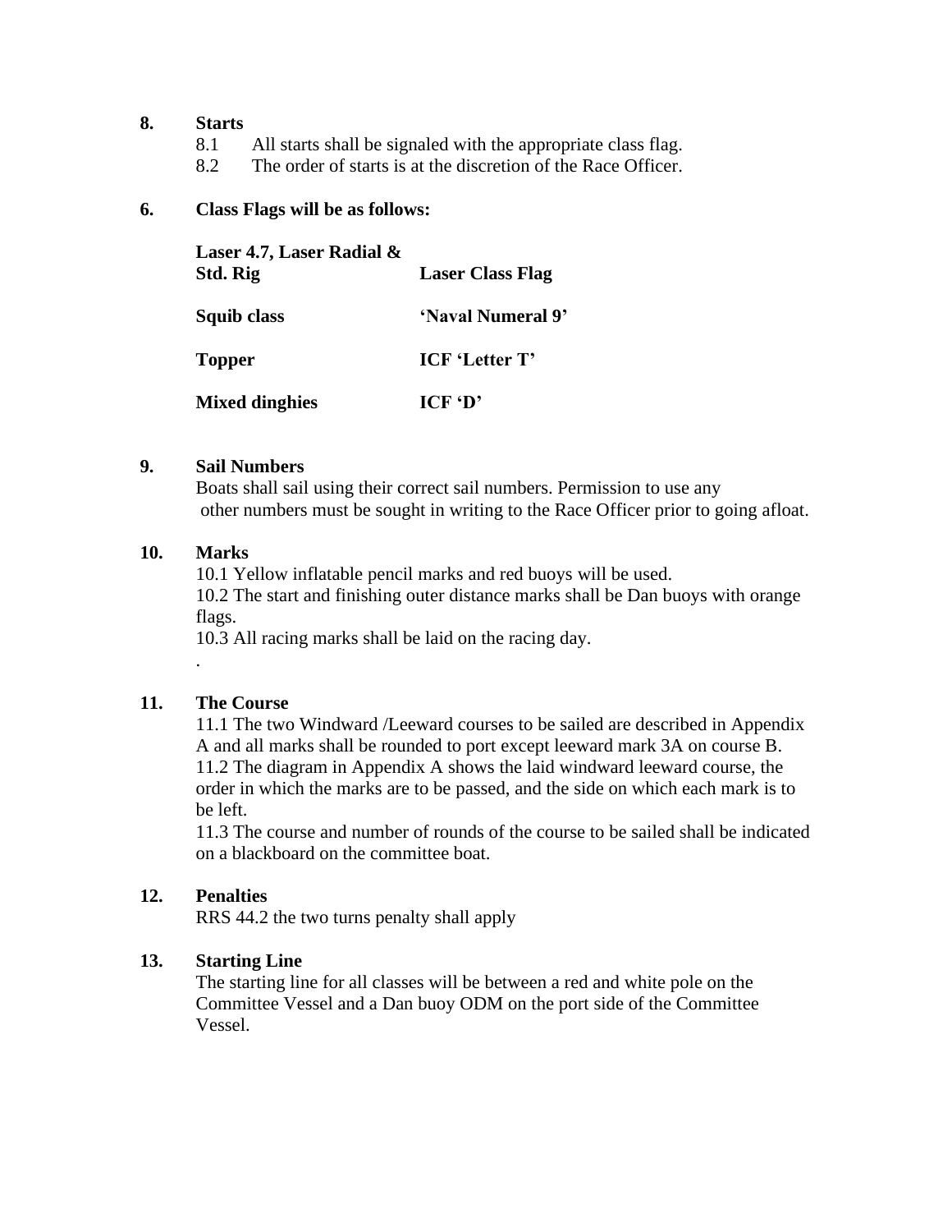## 8. Starts

8.1 All starts shall be signaled with the appropriate class flag.

8.2 The order of starts is at the discretion of the Race Officer.

## 6. Class Flags will be as follows:

| **Laser 4.7, Laser Radial & Std. Rig** | **Laser Class Flag** |
|---|---|
| **Squib class** | **'Naval Numeral 9'** |
| **Topper** | **ICF 'Letter T'** |
| **Mixed dinghies** | **ICF 'D'** |

## 9. Sail Numbers

Boats shall sail using their correct sail numbers. Permission to use any other numbers must be sought in writing to the Race Officer prior to going afloat.

## 10. Marks

10.1 Yellow inflatable pencil marks and red buoys will be used.

10.2 The start and finishing outer distance marks shall be Dan buoys with orange flags.

10.3 All racing marks shall be laid on the racing day.

.

## 11. The Course

11.1 The two Windward /Leeward courses to be sailed are described in Appendix A and all marks shall be rounded to port except leeward mark 3A on course B.

11.2 The diagram in Appendix A shows the laid windward leeward course, the order in which the marks are to be passed, and the side on which each mark is to be left.

11.3 The course and number of rounds of the course to be sailed shall be indicated on a blackboard on the committee boat.

## 12. Penalties

RRS 44.2 the two turns penalty shall apply

## 13. Starting Line

The starting line for all classes will be between a red and white pole on the Committee Vessel and a Dan buoy ODM on the port side of the Committee Vessel.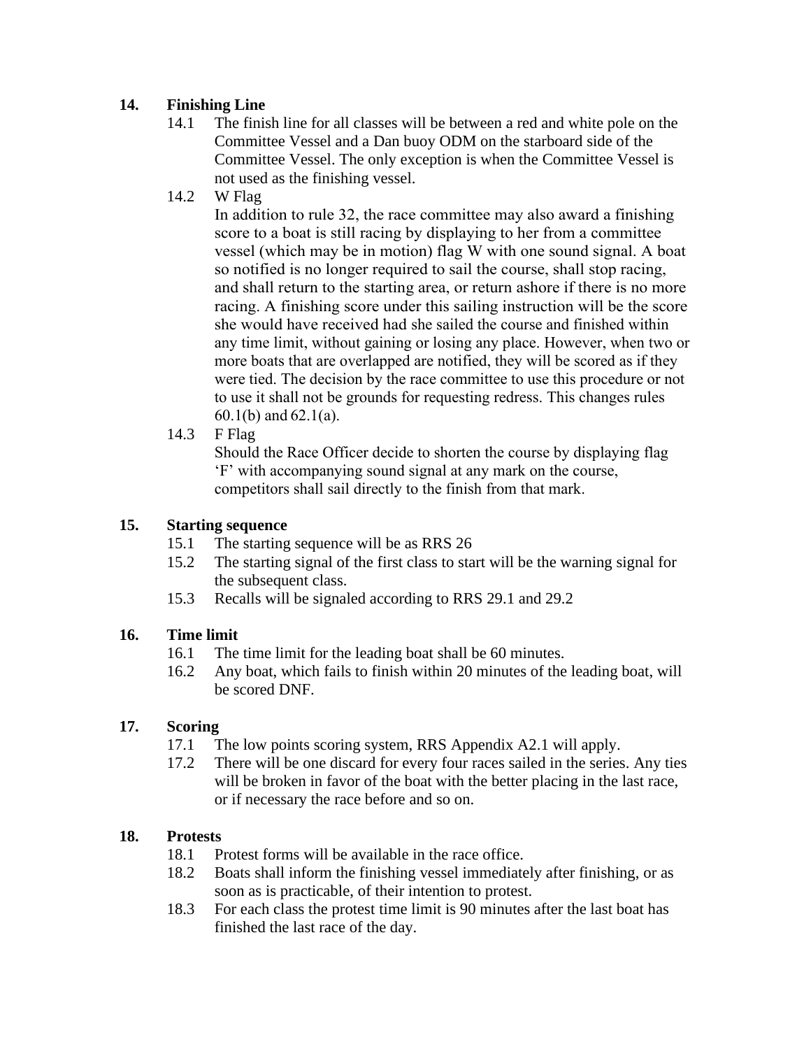## 14. Finishing Line

14.1 The finish line for all classes will be between a red and white pole on the Committee Vessel and a Dan buoy ODM on the starboard side of the Committee Vessel. The only exception is when the Committee Vessel is not used as the finishing vessel.

14.2 W Flag

In addition to rule 32, the race committee may also award a finishing score to a boat is still racing by displaying to her from a committee vessel (which may be in motion) flag W with one sound signal. A boat so notified is no longer required to sail the course, shall stop racing, and shall return to the starting area, or return ashore if there is no more racing. A finishing score under this sailing instruction will be the score she would have received had she sailed the course and finished within any time limit, without gaining or losing any place. However, when two or more boats that are overlapped are notified, they will be scored as if they were tied. The decision by the race committee to use this procedure or not to use it shall not be grounds for requesting redress. This changes rules 60.1(b) and 62.1(a).

14.3 F Flag

Should the Race Officer decide to shorten the course by displaying flag 'F' with accompanying sound signal at any mark on the course, competitors shall sail directly to the finish from that mark.

## 15. Starting sequence

15.1 The starting sequence will be as RRS 26

15.2 The starting signal of the first class to start will be the warning signal for the subsequent class.

15.3 Recalls will be signaled according to RRS 29.1 and 29.2

## 16. Time limit

16.1 The time limit for the leading boat shall be 60 minutes.

16.2 Any boat, which fails to finish within 20 minutes of the leading boat, will be scored DNF.

## 17. Scoring

17.1 The low points scoring system, RRS Appendix A2.1 will apply.

17.2 There will be one discard for every four races sailed in the series. Any ties will be broken in favor of the boat with the better placing in the last race, or if necessary the race before and so on.

## 18. Protests

18.1 Protest forms will be available in the race office.

18.2 Boats shall inform the finishing vessel immediately after finishing, or as soon as is practicable, of their intention to protest.

18.3 For each class the protest time limit is 90 minutes after the last boat has finished the last race of the day.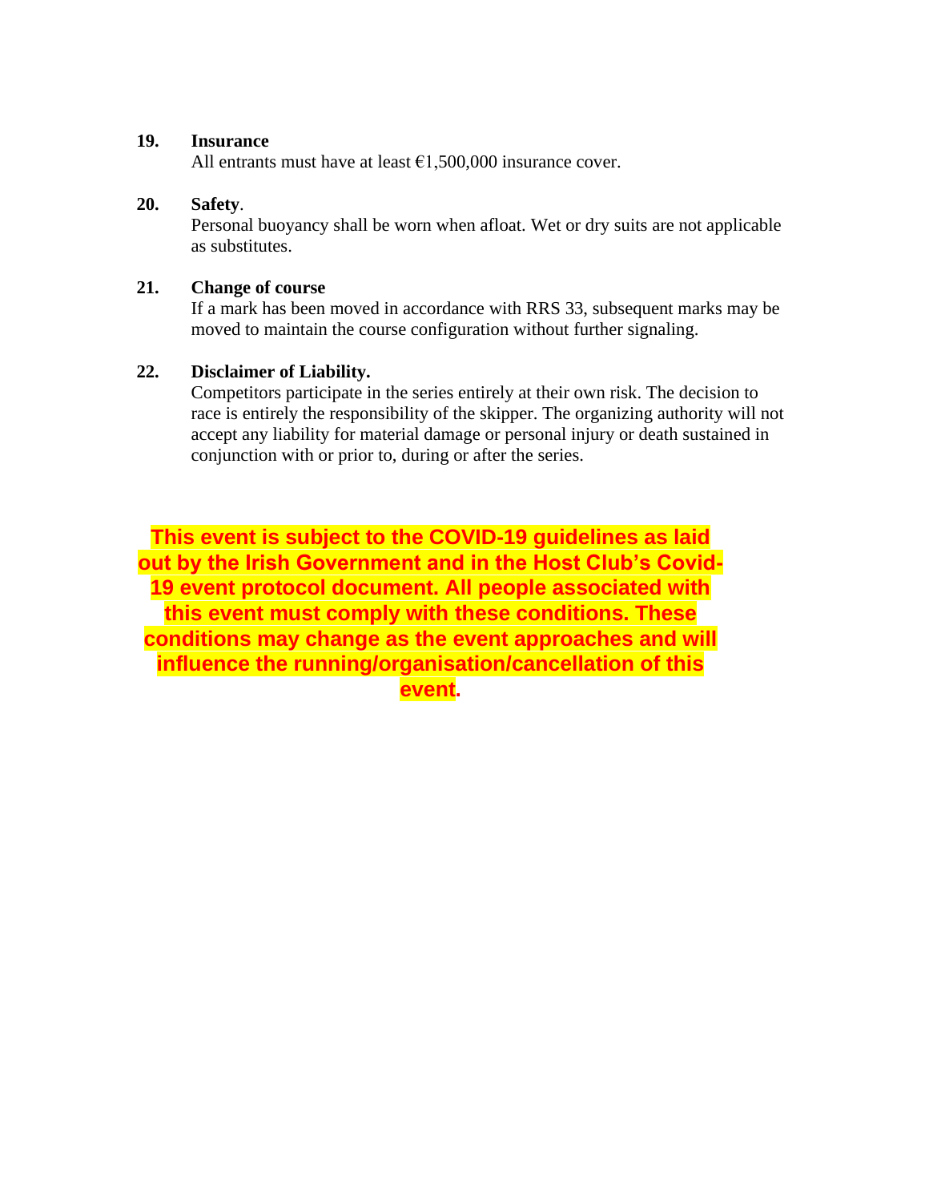**19. Insurance**

All entrants must have at least €1,500,000 insurance cover.

**20. Safety**.

Personal buoyancy shall be worn when afloat. Wet or dry suits are not applicable as substitutes.

**21. Change of course**

If a mark has been moved in accordance with RRS 33, subsequent marks may be moved to maintain the course configuration without further signaling.

**22. Disclaimer of Liability.**

Competitors participate in the series entirely at their own risk. The decision to race is entirely the responsibility of the skipper. The organizing authority will not accept any liability for material damage or personal injury or death sustained in conjunction with or prior to, during or after the series.

**This event is subject to the COVID-19 guidelines as laid out by the Irish Government and in the Host Club's Covid-19 event protocol document. All people associated with this event must comply with these conditions. These conditions may change as the event approaches and will influence the running/organisation/cancellation of this event.**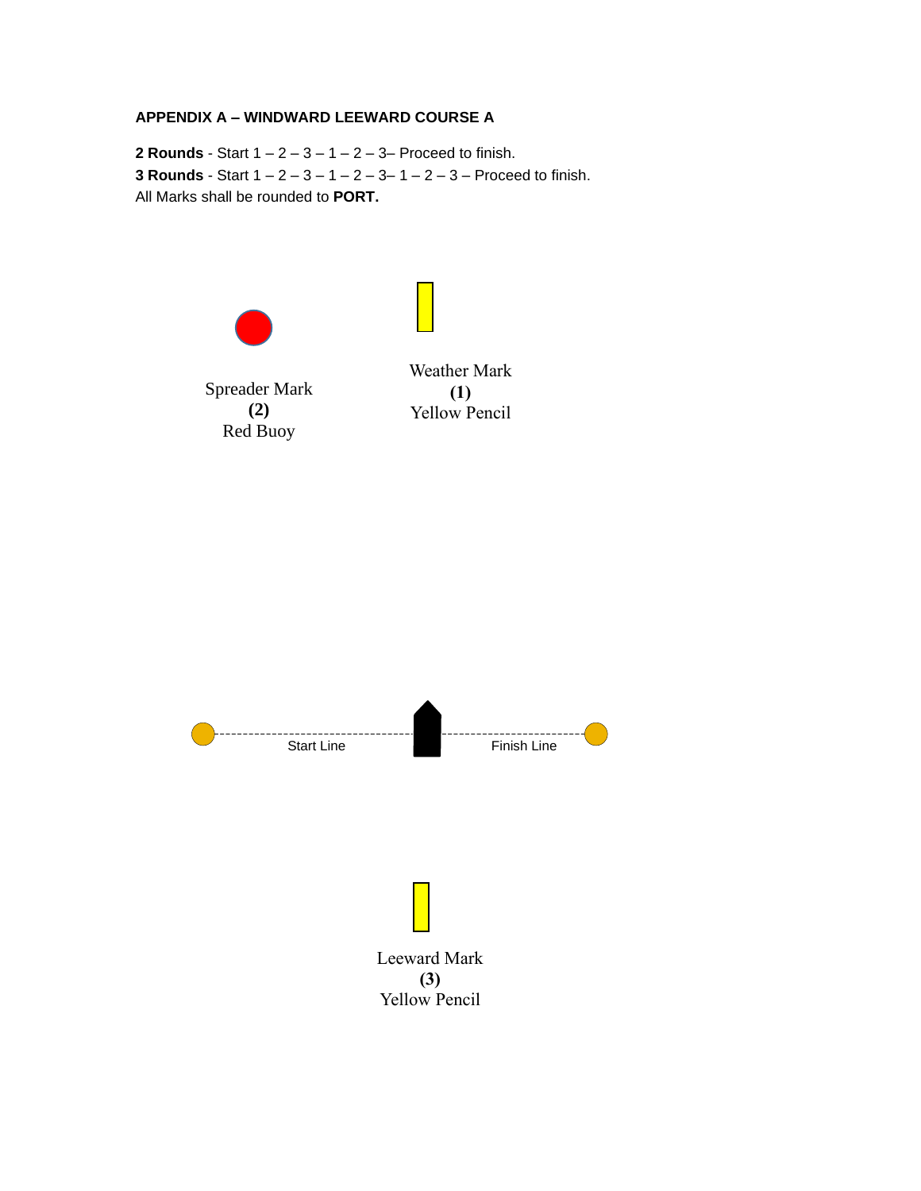## APPENDIX A – WINDWARD LEEWARD COURSE A

**2 Rounds** - Start 1 – 2 – 3 – 1 – 2 – 3– Proceed to finish.
**3 Rounds** - Start 1 – 2 – 3 – 1 – 2 – 3– 1 – 2 – 3 – Proceed to finish.
All Marks shall be rounded to **PORT.**

Spreader Mark
**(2)**
Red Buoy

Weather Mark
**(1)**
Yellow Pencil

Start Line

Finish Line

Leeward Mark
**(3)**
Yellow Pencil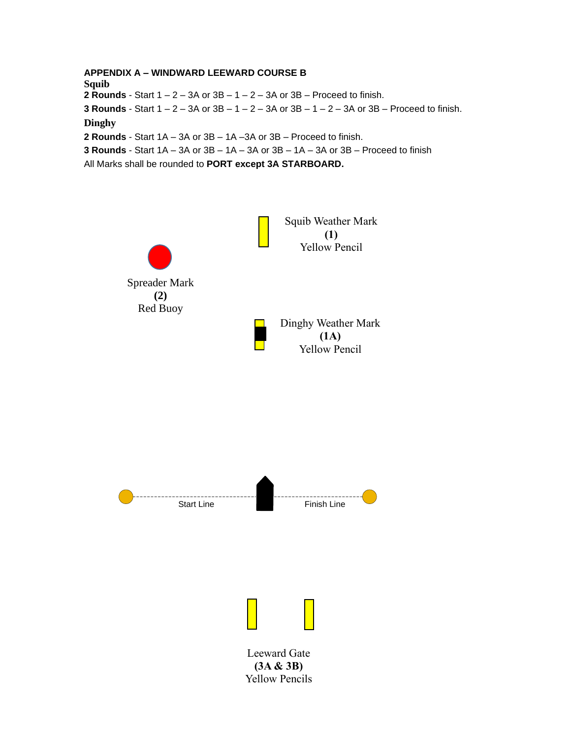## APPENDIX A – WINDWARD LEEWARD COURSE B

**Squib**

**2 Rounds** - Start 1 – 2 – 3A or 3B – 1 – 2 – 3A or 3B – Proceed to finish.

**3 Rounds** - Start 1 – 2 – 3A or 3B – 1 – 2 – 3A or 3B – 1 – 2 – 3A or 3B – Proceed to finish.

**Dinghy**

**2 Rounds** - Start 1A – 3A or 3B – 1A –3A or 3B – Proceed to finish.

**3 Rounds** - Start 1A – 3A or 3B – 1A – 3A or 3B – 1A – 3A or 3B – Proceed to finish

All Marks shall be rounded to **PORT except 3A STARBOARD.**

Squib Weather Mark
**(1)**
Yellow Pencil

Spreader Mark
**(2)**
Red Buoy

Dinghy Weather Mark
**(1A)**
Yellow Pencil

Start Line

Finish Line

Leeward Gate
**(3A & 3B)**
Yellow Pencils